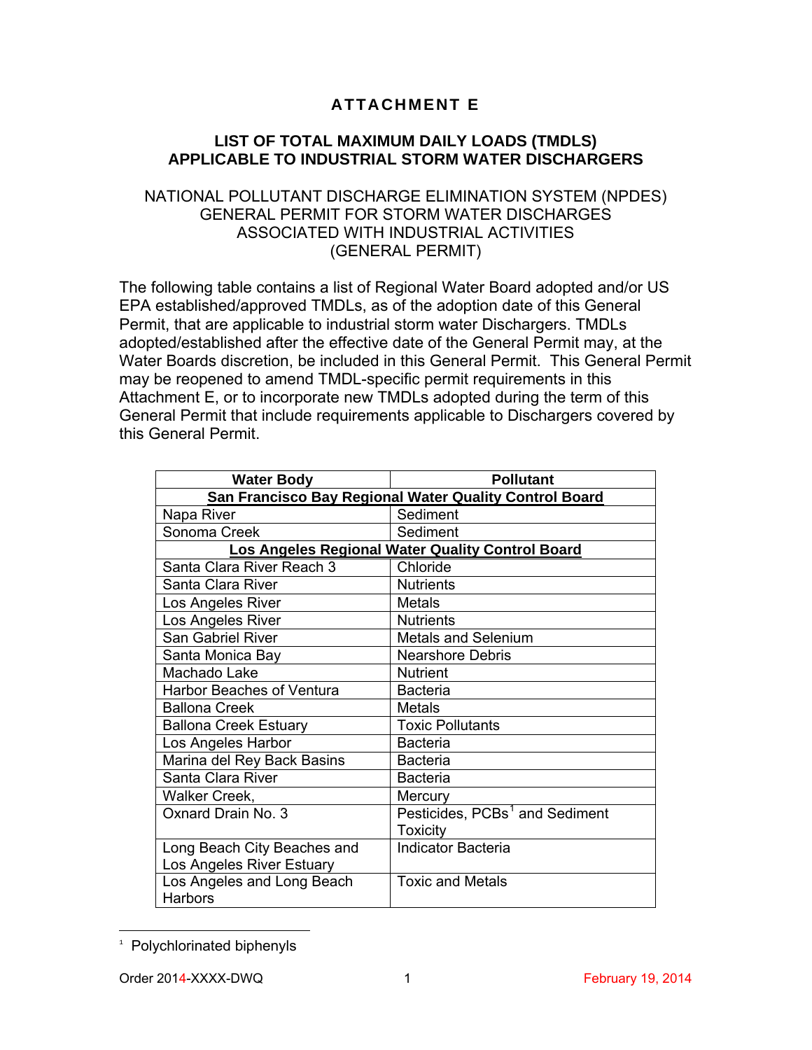# ATTACHMENT E

## LIST OF TOTAL MAXIMUM DAILY LOADS (TMDLS) APPLICABLE TO INDUSTRIAL STORM WATER DISCHARGERS

NATIONAL POLLUTANT DISCHARGE ELIMINATION SYSTEM (NPDES)
GENERAL PERMIT FOR STORM WATER DISCHARGES
ASSOCIATED WITH INDUSTRIAL ACTIVITIES
(GENERAL PERMIT)

The following table contains a list of Regional Water Board adopted and/or US EPA established/approved TMDLs, as of the adoption date of this General Permit, that are applicable to industrial storm water Dischargers. TMDLs adopted/established after the effective date of the General Permit may, at the Water Boards discretion, be included in this General Permit. This General Permit may be reopened to amend TMDL-specific permit requirements in this Attachment E, or to incorporate new TMDLs adopted during the term of this General Permit that include requirements applicable to Dischargers covered by this General Permit.

| Water Body | Pollutant |
|---|---|
| **San Francisco Bay Regional Water Quality Control Board** | |
| Napa River | Sediment |
| Sonoma Creek | Sediment |
| **Los Angeles Regional Water Quality Control Board** | |
| Santa Clara River Reach 3 | Chloride |
| Santa Clara River | Nutrients |
| Los Angeles River | Metals |
| Los Angeles River | Nutrients |
| San Gabriel River | Metals and Selenium |
| Santa Monica Bay | Nearshore Debris |
| Machado Lake | Nutrient |
| Harbor Beaches of Ventura | Bacteria |
| Ballona Creek | Metals |
| Ballona Creek Estuary | Toxic Pollutants |
| Los Angeles Harbor | Bacteria |
| Marina del Rey Back Basins | Bacteria |
| Santa Clara River | Bacteria |
| Walker Creek, | Mercury |
| Oxnard Drain No. 3 | Pesticides, PCBs[1] and Sediment Toxicity |
| Long Beach City Beaches and Los Angeles River Estuary | Indicator Bacteria |
| Los Angeles and Long Beach Harbors | Toxic and Metals |

[1] Polychlorinated biphenyls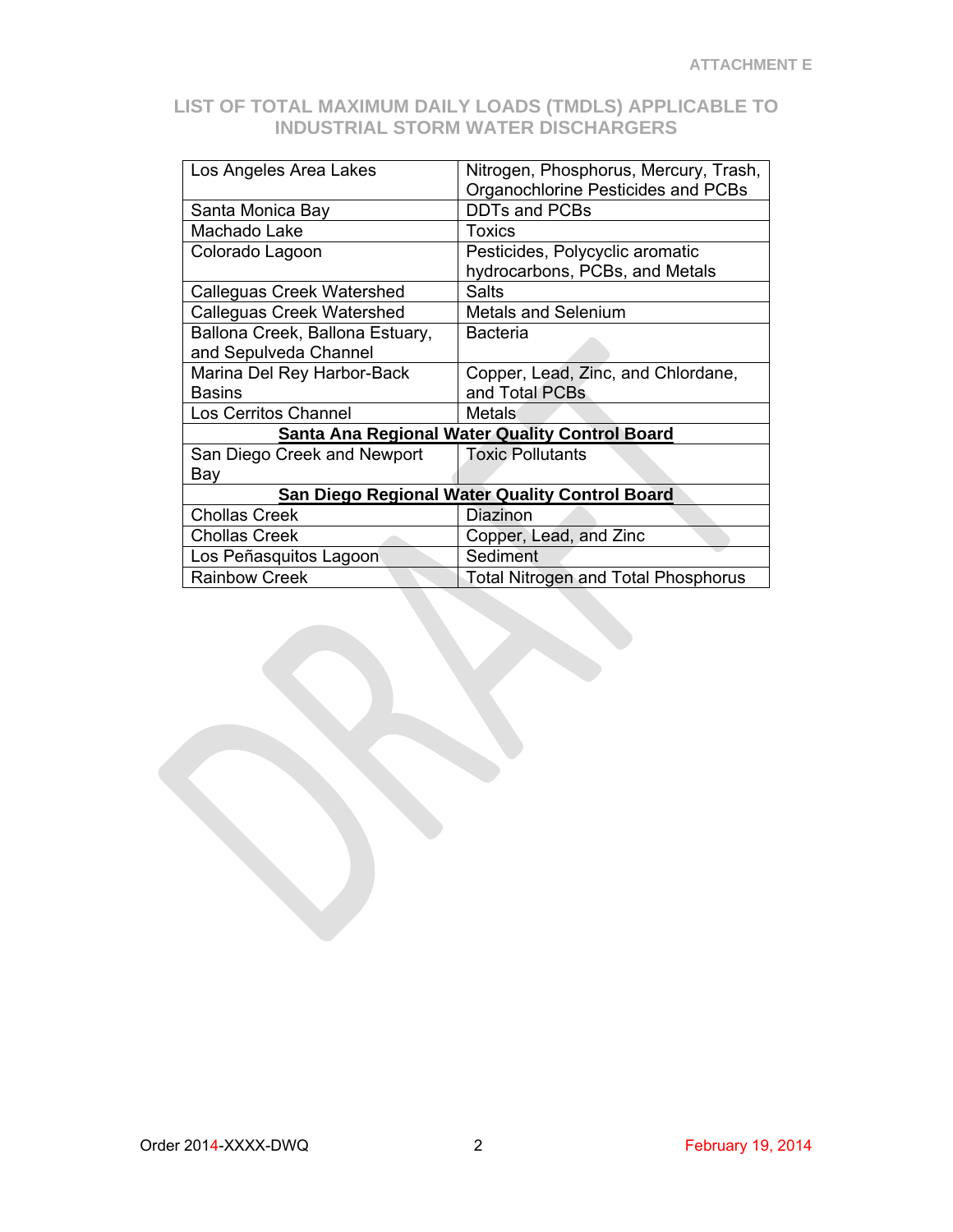ATTACHMENT E

## LIST OF TOTAL MAXIMUM DAILY LOADS (TMDLS) APPLICABLE TO INDUSTRIAL STORM WATER DISCHARGERS

| | |
|---|---|
| Los Angeles Area Lakes | Nitrogen, Phosphorus, Mercury, Trash, Organochlorine Pesticides and PCBs |
| Santa Monica Bay | DDTs and PCBs |
| Machado Lake | Toxics |
| Colorado Lagoon | Pesticides, Polycyclic aromatic hydrocarbons, PCBs, and Metals |
| Calleguas Creek Watershed | Salts |
| Calleguas Creek Watershed | Metals and Selenium |
| Ballona Creek, Ballona Estuary, and Sepulveda Channel | Bacteria |
| Marina Del Rey Harbor-Back Basins | Copper, Lead, Zinc, and Chlordane, and Total PCBs |
| Los Cerritos Channel | Metals |
| **Santa Ana Regional Water Quality Control Board** | |
| San Diego Creek and Newport Bay | Toxic Pollutants |
| **San Diego Regional Water Quality Control Board** | |
| Chollas Creek | Diazinon |
| Chollas Creek | Copper, Lead, and Zinc |
| Los Peñasquitos Lagoon | Sediment |
| Rainbow Creek | Total Nitrogen and Total Phosphorus |

Order 2014-XXXX-DWQ

February 19, 2014